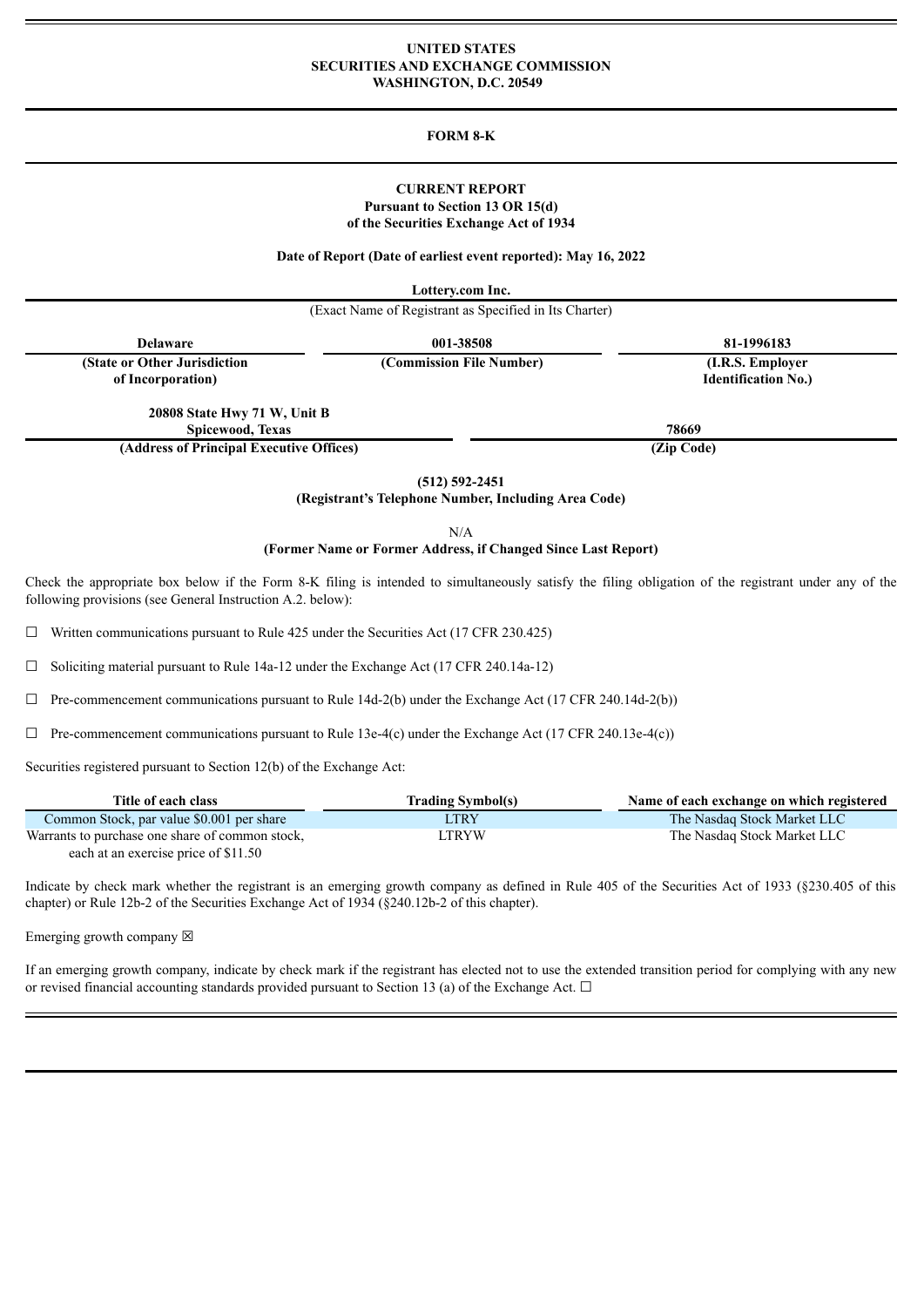# UNITED STATES
# SECURITIES AND EXCHANGE COMMISSION
## WASHINGTON, D.C. 20549

## FORM 8-K

## CURRENT REPORT
**Pursuant to Section 13 OR 15(d)**
**of the Securities Exchange Act of 1934**

**Date of Report (Date of earliest event reported): May 16, 2022**

**Lottery.com Inc.**
(Exact Name of Registrant as Specified in Its Charter)

| Delaware | 001-38508 | 81-1996183 |
|---|---|---|
| **(State or Other Jurisdiction of Incorporation)** | **(Commission File Number)** | **(I.R.S. Employer Identification No.)** |

| 20808 State Hwy 71 W, Unit B Spicewood, Texas | 78669 |
|---|---|
| **(Address of Principal Executive Offices)** | **(Zip Code)** |

**(512) 592-2451**
**(Registrant's Telephone Number, Including Area Code)**

N/A
**(Former Name or Former Address, if Changed Since Last Report)**

Check the appropriate box below if the Form 8-K filing is intended to simultaneously satisfy the filing obligation of the registrant under any of the following provisions (see General Instruction A.2. below):

☐ Written communications pursuant to Rule 425 under the Securities Act (17 CFR 230.425)

☐ Soliciting material pursuant to Rule 14a-12 under the Exchange Act (17 CFR 240.14a-12)

☐ Pre-commencement communications pursuant to Rule 14d-2(b) under the Exchange Act (17 CFR 240.14d-2(b))

☐ Pre-commencement communications pursuant to Rule 13e-4(c) under the Exchange Act (17 CFR 240.13e-4(c))

Securities registered pursuant to Section 12(b) of the Exchange Act:

| Title of each class | Trading Symbol(s) | Name of each exchange on which registered |
|---|---|---|
| Common Stock, par value $0.001 per share | LTRY | The Nasdaq Stock Market LLC |
| Warrants to purchase one share of common stock, each at an exercise price of $11.50 | LTRYW | The Nasdaq Stock Market LLC |

Indicate by check mark whether the registrant is an emerging growth company as defined in Rule 405 of the Securities Act of 1933 (§230.405 of this chapter) or Rule 12b-2 of the Securities Exchange Act of 1934 (§240.12b-2 of this chapter).

Emerging growth company ☒

If an emerging growth company, indicate by check mark if the registrant has elected not to use the extended transition period for complying with any new or revised financial accounting standards provided pursuant to Section 13 (a) of the Exchange Act. ☐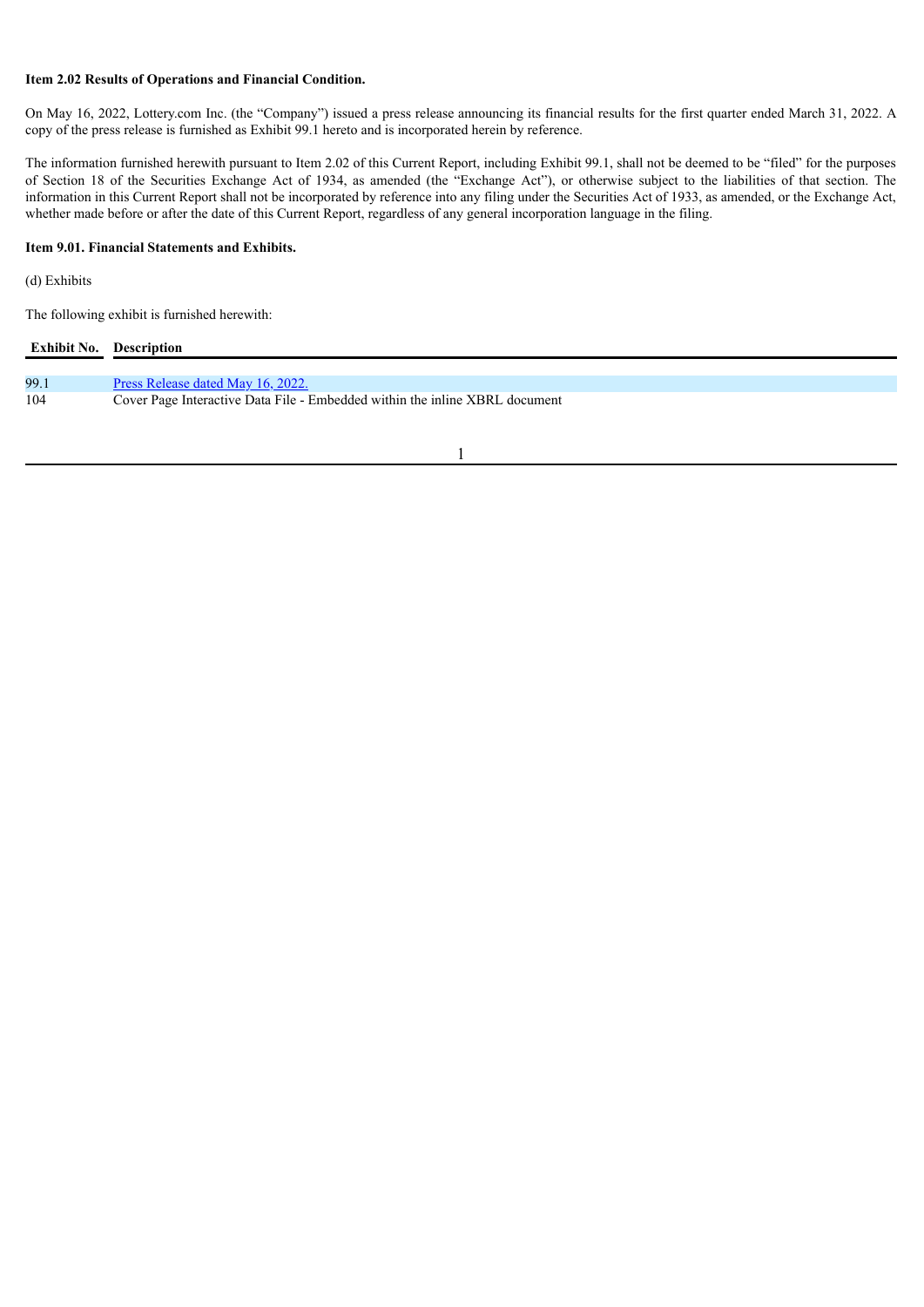**Item 2.02 Results of Operations and Financial Condition.**

On May 16, 2022, Lottery.com Inc. (the "Company") issued a press release announcing its financial results for the first quarter ended March 31, 2022. A copy of the press release is furnished as Exhibit 99.1 hereto and is incorporated herein by reference.

The information furnished herewith pursuant to Item 2.02 of this Current Report, including Exhibit 99.1, shall not be deemed to be "filed" for the purposes of Section 18 of the Securities Exchange Act of 1934, as amended (the "Exchange Act"), or otherwise subject to the liabilities of that section. The information in this Current Report shall not be incorporated by reference into any filing under the Securities Act of 1933, as amended, or the Exchange Act, whether made before or after the date of this Current Report, regardless of any general incorporation language in the filing.

**Item 9.01. Financial Statements and Exhibits.**

(d) Exhibits

The following exhibit is furnished herewith:

| Exhibit No. | Description |
|---|---|
| 99.1 | Press Release dated May 16, 2022. |
| 104 | Cover Page Interactive Data File - Embedded within the inline XBRL document |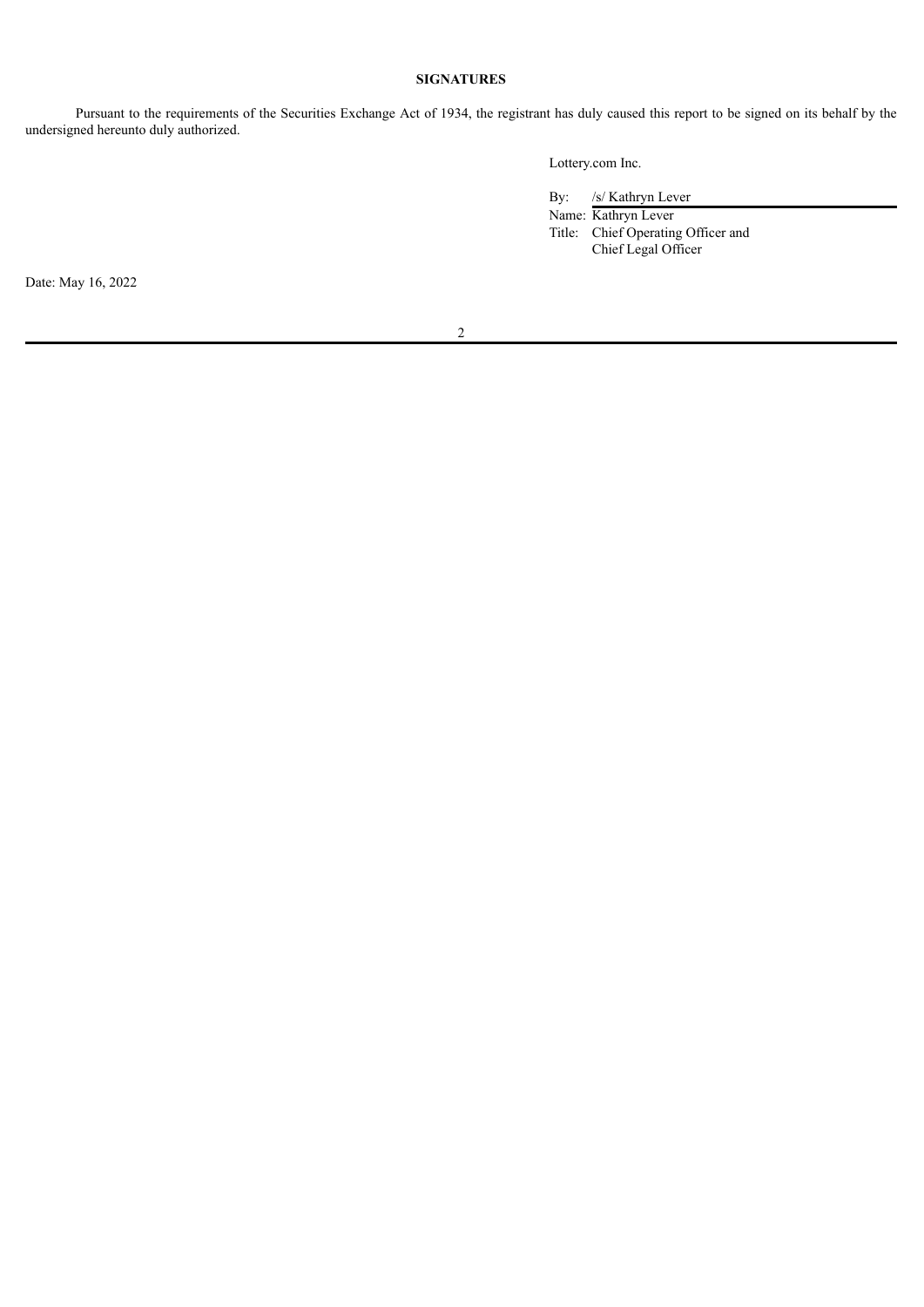**SIGNATURES**

Pursuant to the requirements of the Securities Exchange Act of 1934, the registrant has duly caused this report to be signed on its behalf by the undersigned hereunto duly authorized.

Lottery.com Inc.

By: /s/ Kathryn Lever
Name: Kathryn Lever
Title: Chief Operating Officer and Chief Legal Officer

Date: May 16, 2022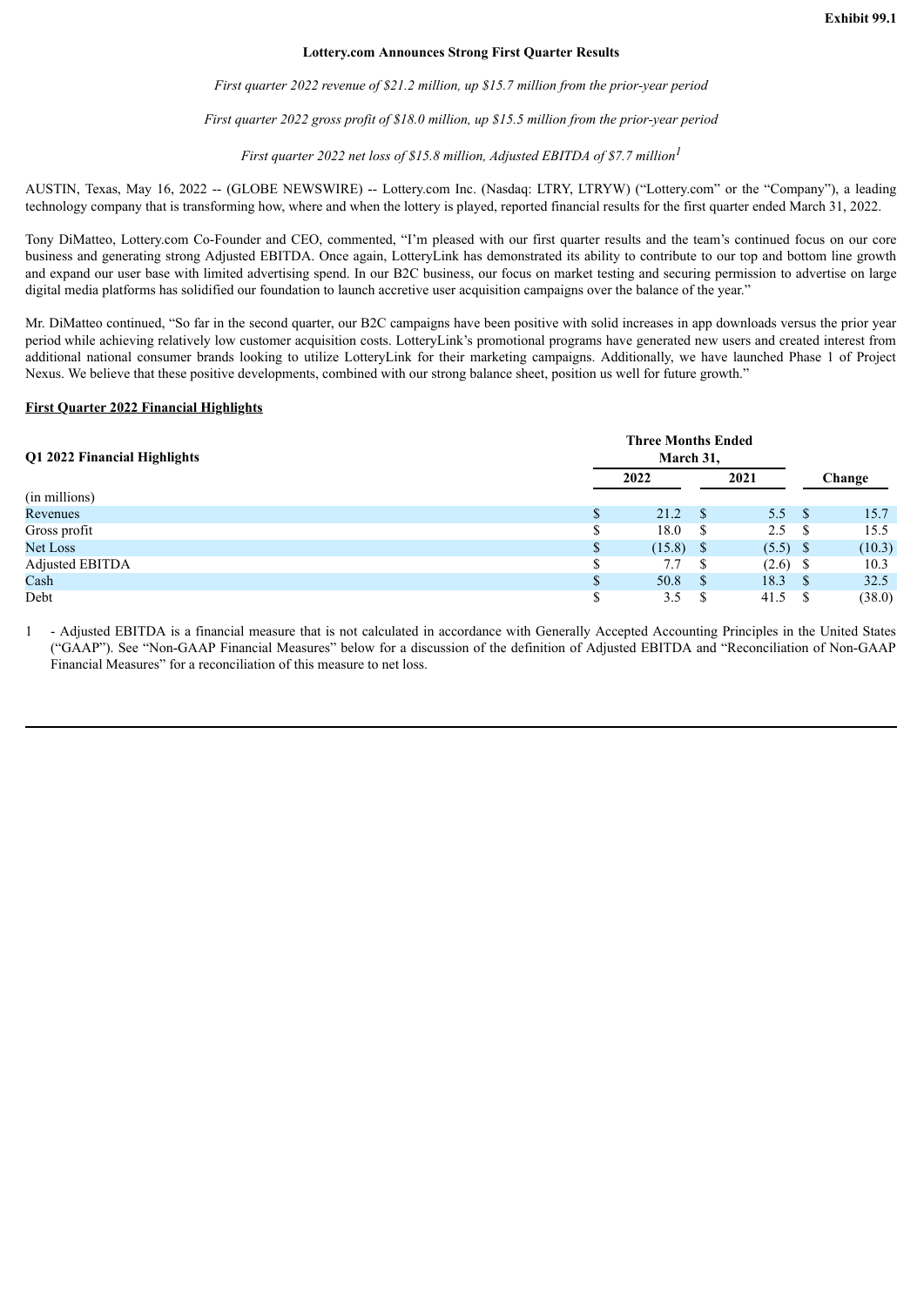**Exhibit 99.1**

**Lottery.com Announces Strong First Quarter Results**

*First quarter 2022 revenue of $21.2 million, up $15.7 million from the prior-year period*

*First quarter 2022 gross profit of $18.0 million, up $15.5 million from the prior-year period*

*First quarter 2022 net loss of $15.8 million, Adjusted EBITDA of $7.7 million[1]*

AUSTIN, Texas, May 16, 2022 -- (GLOBE NEWSWIRE) -- Lottery.com Inc. (Nasdaq: LTRY, LTRYW) ("Lottery.com" or the "Company"), a leading technology company that is transforming how, where and when the lottery is played, reported financial results for the first quarter ended March 31, 2022.

Tony DiMatteo, Lottery.com Co-Founder and CEO, commented, "I'm pleased with our first quarter results and the team's continued focus on our core business and generating strong Adjusted EBITDA. Once again, LotteryLink has demonstrated its ability to contribute to our top and bottom line growth and expand our user base with limited advertising spend. In our B2C business, our focus on market testing and securing permission to advertise on large digital media platforms has solidified our foundation to launch accretive user acquisition campaigns over the balance of the year."

Mr. DiMatteo continued, "So far in the second quarter, our B2C campaigns have been positive with solid increases in app downloads versus the prior year period while achieving relatively low customer acquisition costs. LotteryLink's promotional programs have generated new users and created interest from additional national consumer brands looking to utilize LotteryLink for their marketing campaigns. Additionally, we have launched Phase 1 of Project Nexus. We believe that these positive developments, combined with our strong balance sheet, position us well for future growth."

**First Quarter 2022 Financial Highlights**

| Q1 2022 Financial Highlights | Three Months Ended March 31, 2022 | Three Months Ended March 31, 2021 | Change |
|---|---|---|---|
| (in millions) | | | |
| Revenues | $ 21.2 | $ 5.5 | $ 15.7 |
| Gross profit | $ 18.0 | $ 2.5 | $ 15.5 |
| Net Loss | $ (15.8) | $ (5.5) | $ (10.3) |
| Adjusted EBITDA | $ 7.7 | $ (2.6) | $ 10.3 |
| Cash | $ 50.8 | $ 18.3 | $ 32.5 |
| Debt | $ 3.5 | $ 41.5 | $ (38.0) |

1 - Adjusted EBITDA is a financial measure that is not calculated in accordance with Generally Accepted Accounting Principles in the United States ("GAAP"). See "Non-GAAP Financial Measures" below for a discussion of the definition of Adjusted EBITDA and "Reconciliation of Non-GAAP Financial Measures" for a reconciliation of this measure to net loss.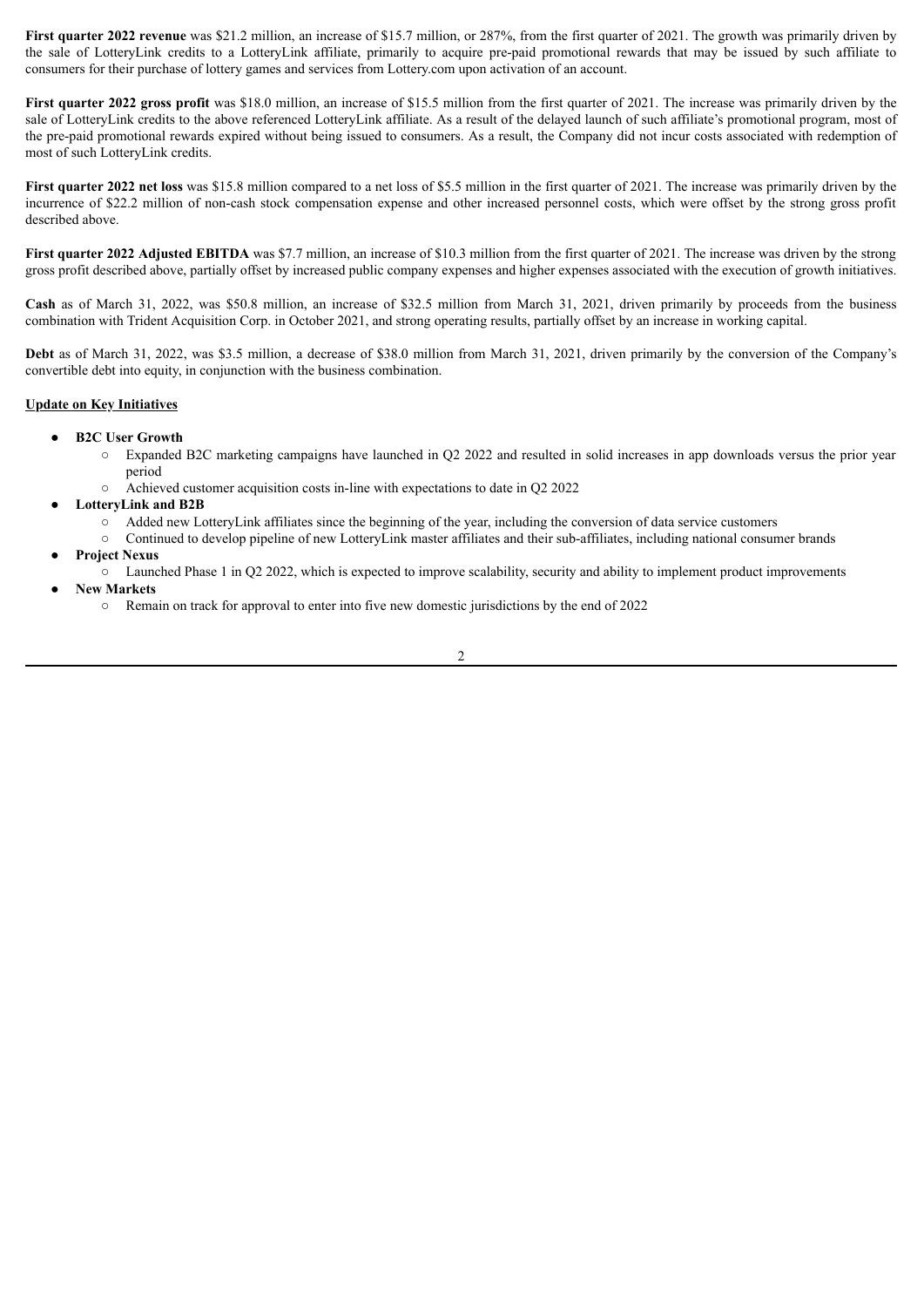**First quarter 2022 revenue** was $21.2 million, an increase of $15.7 million, or 287%, from the first quarter of 2021. The growth was primarily driven by the sale of LotteryLink credits to a LotteryLink affiliate, primarily to acquire pre-paid promotional rewards that may be issued by such affiliate to consumers for their purchase of lottery games and services from Lottery.com upon activation of an account.

**First quarter 2022 gross profit** was $18.0 million, an increase of $15.5 million from the first quarter of 2021. The increase was primarily driven by the sale of LotteryLink credits to the above referenced LotteryLink affiliate. As a result of the delayed launch of such affiliate's promotional program, most of the pre-paid promotional rewards expired without being issued to consumers. As a result, the Company did not incur costs associated with redemption of most of such LotteryLink credits.

**First quarter 2022 net loss** was $15.8 million compared to a net loss of $5.5 million in the first quarter of 2021. The increase was primarily driven by the incurrence of $22.2 million of non-cash stock compensation expense and other increased personnel costs, which were offset by the strong gross profit described above.

**First quarter 2022 Adjusted EBITDA** was $7.7 million, an increase of $10.3 million from the first quarter of 2021. The increase was driven by the strong gross profit described above, partially offset by increased public company expenses and higher expenses associated with the execution of growth initiatives.

**Cash** as of March 31, 2022, was $50.8 million, an increase of $32.5 million from March 31, 2021, driven primarily by proceeds from the business combination with Trident Acquisition Corp. in October 2021, and strong operating results, partially offset by an increase in working capital.

**Debt** as of March 31, 2022, was $3.5 million, a decrease of $38.0 million from March 31, 2021, driven primarily by the conversion of the Company's convertible debt into equity, in conjunction with the business combination.

**Update on Key Initiatives**

- **B2C User Growth**
  - Expanded B2C marketing campaigns have launched in Q2 2022 and resulted in solid increases in app downloads versus the prior year period
  - Achieved customer acquisition costs in-line with expectations to date in Q2 2022
- **LotteryLink and B2B**
  - Added new LotteryLink affiliates since the beginning of the year, including the conversion of data service customers
  - Continued to develop pipeline of new LotteryLink master affiliates and their sub-affiliates, including national consumer brands
- **Project Nexus**
  - Launched Phase 1 in Q2 2022, which is expected to improve scalability, security and ability to implement product improvements
- **New Markets**
  - Remain on track for approval to enter into five new domestic jurisdictions by the end of 2022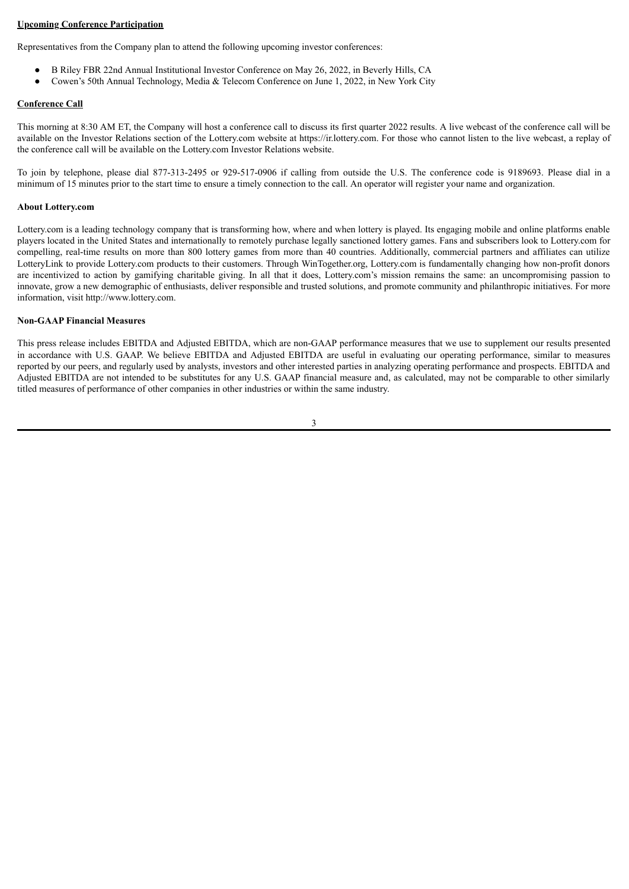**Upcoming Conference Participation**

Representatives from the Company plan to attend the following upcoming investor conferences:

- B Riley FBR 22nd Annual Institutional Investor Conference on May 26, 2022, in Beverly Hills, CA
- Cowen's 50th Annual Technology, Media & Telecom Conference on June 1, 2022, in New York City

**Conference Call**

This morning at 8:30 AM ET, the Company will host a conference call to discuss its first quarter 2022 results. A live webcast of the conference call will be available on the Investor Relations section of the Lottery.com website at https://ir.lottery.com. For those who cannot listen to the live webcast, a replay of the conference call will be available on the Lottery.com Investor Relations website.

To join by telephone, please dial 877-313-2495 or 929-517-0906 if calling from outside the U.S. The conference code is 9189693. Please dial in a minimum of 15 minutes prior to the start time to ensure a timely connection to the call. An operator will register your name and organization.

**About Lottery.com**

Lottery.com is a leading technology company that is transforming how, where and when lottery is played. Its engaging mobile and online platforms enable players located in the United States and internationally to remotely purchase legally sanctioned lottery games. Fans and subscribers look to Lottery.com for compelling, real-time results on more than 800 lottery games from more than 40 countries. Additionally, commercial partners and affiliates can utilize LotteryLink to provide Lottery.com products to their customers. Through WinTogether.org, Lottery.com is fundamentally changing how non-profit donors are incentivized to action by gamifying charitable giving. In all that it does, Lottery.com's mission remains the same: an uncompromising passion to innovate, grow a new demographic of enthusiasts, deliver responsible and trusted solutions, and promote community and philanthropic initiatives. For more information, visit http://www.lottery.com.

**Non-GAAP Financial Measures**

This press release includes EBITDA and Adjusted EBITDA, which are non-GAAP performance measures that we use to supplement our results presented in accordance with U.S. GAAP. We believe EBITDA and Adjusted EBITDA are useful in evaluating our operating performance, similar to measures reported by our peers, and regularly used by analysts, investors and other interested parties in analyzing operating performance and prospects. EBITDA and Adjusted EBITDA are not intended to be substitutes for any U.S. GAAP financial measure and, as calculated, may not be comparable to other similarly titled measures of performance of other companies in other industries or within the same industry.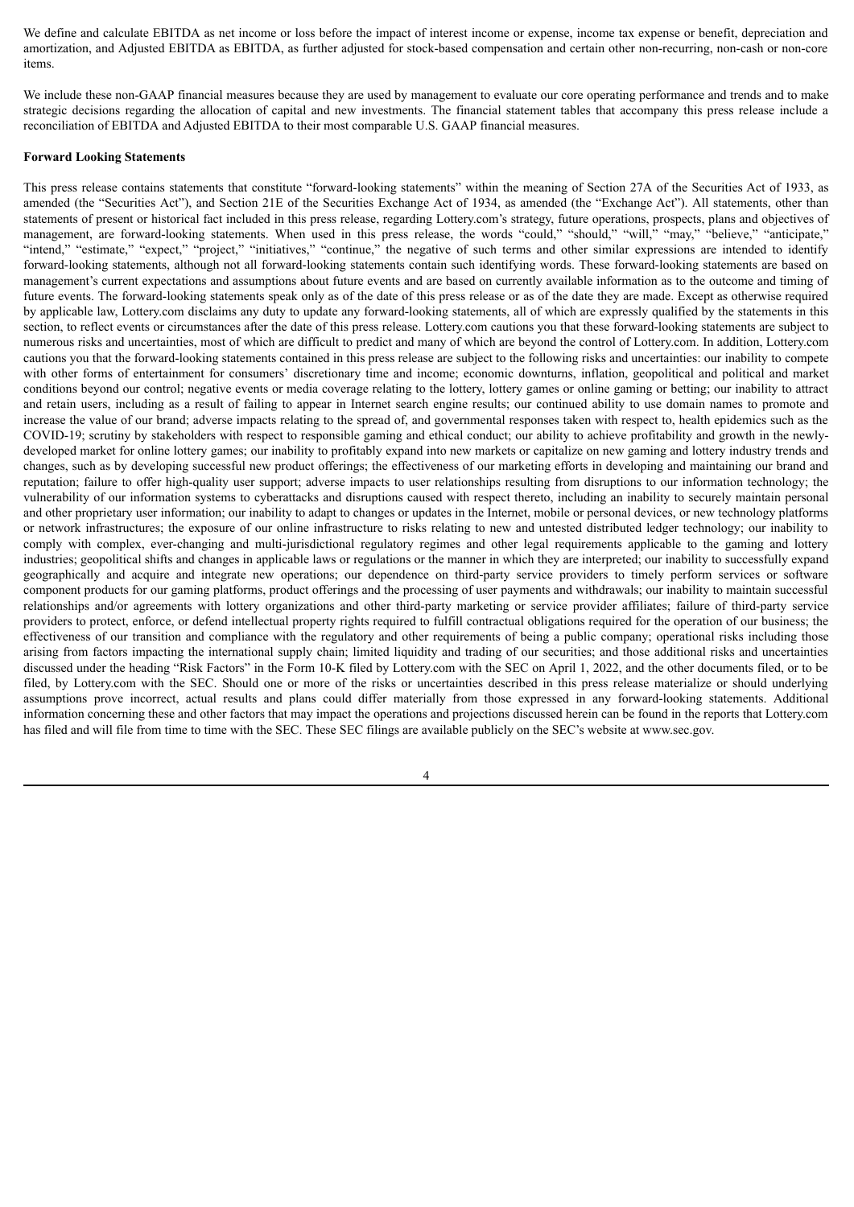We define and calculate EBITDA as net income or loss before the impact of interest income or expense, income tax expense or benefit, depreciation and amortization, and Adjusted EBITDA as EBITDA, as further adjusted for stock-based compensation and certain other non-recurring, non-cash or non-core items.

We include these non-GAAP financial measures because they are used by management to evaluate our core operating performance and trends and to make strategic decisions regarding the allocation of capital and new investments. The financial statement tables that accompany this press release include a reconciliation of EBITDA and Adjusted EBITDA to their most comparable U.S. GAAP financial measures.

**Forward Looking Statements**

This press release contains statements that constitute "forward-looking statements" within the meaning of Section 27A of the Securities Act of 1933, as amended (the "Securities Act"), and Section 21E of the Securities Exchange Act of 1934, as amended (the "Exchange Act"). All statements, other than statements of present or historical fact included in this press release, regarding Lottery.com's strategy, future operations, prospects, plans and objectives of management, are forward-looking statements. When used in this press release, the words "could," "should," "will," "may," "believe," "anticipate," "intend," "estimate," "expect," "project," "initiatives," "continue," the negative of such terms and other similar expressions are intended to identify forward-looking statements, although not all forward-looking statements contain such identifying words. These forward-looking statements are based on management's current expectations and assumptions about future events and are based on currently available information as to the outcome and timing of future events. The forward-looking statements speak only as of the date of this press release or as of the date they are made. Except as otherwise required by applicable law, Lottery.com disclaims any duty to update any forward-looking statements, all of which are expressly qualified by the statements in this section, to reflect events or circumstances after the date of this press release. Lottery.com cautions you that these forward-looking statements are subject to numerous risks and uncertainties, most of which are difficult to predict and many of which are beyond the control of Lottery.com. In addition, Lottery.com cautions you that the forward-looking statements contained in this press release are subject to the following risks and uncertainties: our inability to compete with other forms of entertainment for consumers' discretionary time and income; economic downturns, inflation, geopolitical and political and market conditions beyond our control; negative events or media coverage relating to the lottery, lottery games or online gaming or betting; our inability to attract and retain users, including as a result of failing to appear in Internet search engine results; our continued ability to use domain names to promote and increase the value of our brand; adverse impacts relating to the spread of, and governmental responses taken with respect to, health epidemics such as the COVID-19; scrutiny by stakeholders with respect to responsible gaming and ethical conduct; our ability to achieve profitability and growth in the newly-developed market for online lottery games; our inability to profitably expand into new markets or capitalize on new gaming and lottery industry trends and changes, such as by developing successful new product offerings; the effectiveness of our marketing efforts in developing and maintaining our brand and reputation; failure to offer high-quality user support; adverse impacts to user relationships resulting from disruptions to our information technology; the vulnerability of our information systems to cyberattacks and disruptions caused with respect thereto, including an inability to securely maintain personal and other proprietary user information; our inability to adapt to changes or updates in the Internet, mobile or personal devices, or new technology platforms or network infrastructures; the exposure of our online infrastructure to risks relating to new and untested distributed ledger technology; our inability to comply with complex, ever-changing and multi-jurisdictional regulatory regimes and other legal requirements applicable to the gaming and lottery industries; geopolitical shifts and changes in applicable laws or regulations or the manner in which they are interpreted; our inability to successfully expand geographically and acquire and integrate new operations; our dependence on third-party service providers to timely perform services or software component products for our gaming platforms, product offerings and the processing of user payments and withdrawals; our inability to maintain successful relationships and/or agreements with lottery organizations and other third-party marketing or service provider affiliates; failure of third-party service providers to protect, enforce, or defend intellectual property rights required to fulfill contractual obligations required for the operation of our business; the effectiveness of our transition and compliance with the regulatory and other requirements of being a public company; operational risks including those arising from factors impacting the international supply chain; limited liquidity and trading of our securities; and those additional risks and uncertainties discussed under the heading "Risk Factors" in the Form 10-K filed by Lottery.com with the SEC on April 1, 2022, and the other documents filed, or to be filed, by Lottery.com with the SEC. Should one or more of the risks or uncertainties described in this press release materialize or should underlying assumptions prove incorrect, actual results and plans could differ materially from those expressed in any forward-looking statements. Additional information concerning these and other factors that may impact the operations and projections discussed herein can be found in the reports that Lottery.com has filed and will file from time to time with the SEC. These SEC filings are available publicly on the SEC's website at www.sec.gov.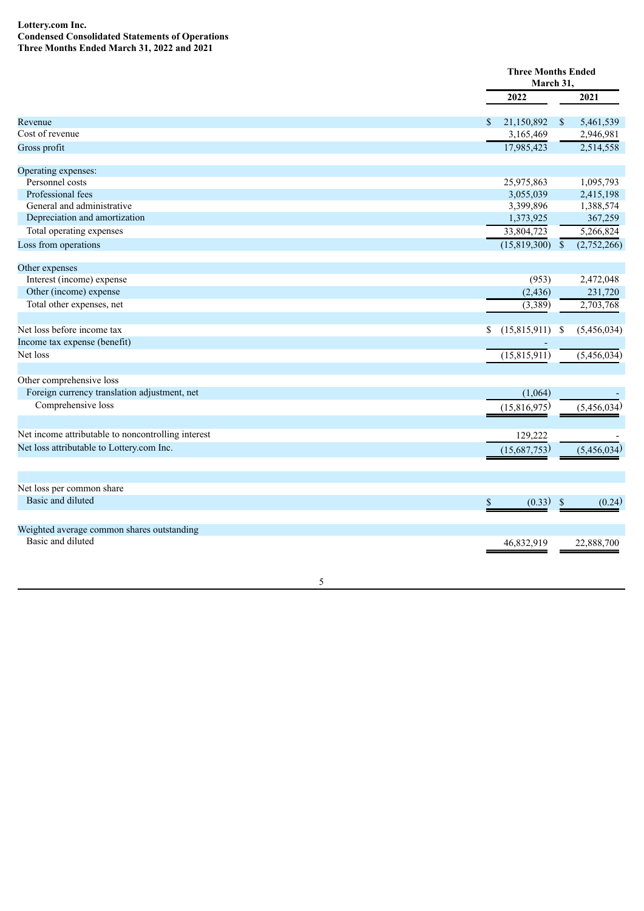**Lottery.com Inc.**
**Condensed Consolidated Statements of Operations**
**Three Months Ended March 31, 2022 and 2021**

| | Three Months Ended March 31, | |
|---|---|---|
| | 2022 | 2021 |
| Revenue | $ 21,150,892 | $ 5,461,539 |
| Cost of revenue | 3,165,469 | 2,946,981 |
| Gross profit | 17,985,423 | 2,514,558 |
| | | |
| Operating expenses: | | |
| Personnel costs | 25,975,863 | 1,095,793 |
| Professional fees | 3,055,039 | 2,415,198 |
| General and administrative | 3,399,896 | 1,388,574 |
| Depreciation and amortization | 1,373,925 | 367,259 |
| Total operating expenses | 33,804,723 | 5,266,824 |
| Loss from operations | (15,819,300) | $ (2,752,266) |
| | | |
| Other expenses | | |
| Interest (income) expense | (953) | 2,472,048 |
| Other (income) expense | (2,436) | 231,720 |
| Total other expenses, net | (3,389) | 2,703,768 |
| | | |
| Net loss before income tax | $ (15,815,911) | $ (5,456,034) |
| Income tax expense (benefit) | - | |
| Net loss | (15,815,911) | (5,456,034) |
| | | |
| Other comprehensive loss | | |
| Foreign currency translation adjustment, net | (1,064) | - |
| Comprehensive loss | (15,816,975) | (5,456,034) |
| | | |
| Net income attributable to noncontrolling interest | 129,222 | - |
| Net loss attributable to Lottery.com Inc. | (15,687,753) | (5,456,034) |
| | | |
| Net loss per common share | | |
| Basic and diluted | $ (0.33) | $ (0.24) |
| | | |
| Weighted average common shares outstanding | | |
| Basic and diluted | 46,832,919 | 22,888,700 |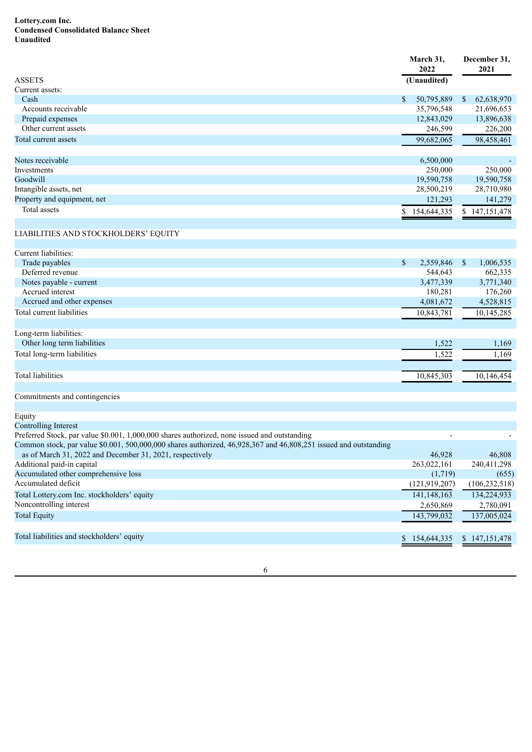**Lottery.com Inc.**
**Condensed Consolidated Balance Sheet**
**Unaudited**

| | March 31, 2022 (Unaudited) | December 31, 2021 |
|---|---|---|
| ASSETS | | |
| Current assets: | | |
| Cash | $ 50,795,889 | $ 62,638,970 |
| Accounts receivable | 35,796,548 | 21,696,653 |
| Prepaid expenses | 12,843,029 | 13,896,638 |
| Other current assets | 246,599 | 226,200 |
| Total current assets | 99,682,065 | 98,458,461 |
| | | |
| Notes receivable | 6,500,000 | - |
| Investments | 250,000 | 250,000 |
| Goodwill | 19,590,758 | 19,590,758 |
| Intangible assets, net | 28,500,219 | 28,710,980 |
| Property and equipment, net | 121,293 | 141,279 |
| Total assets | $ 154,644,335 | $ 147,151,478 |
| | | |
| LIABILITIES AND STOCKHOLDERS' EQUITY | | |
| | | |
| Current liabilities: | | |
| Trade payables | $ 2,559,846 | $ 1,006,535 |
| Deferred revenue | 544,643 | 662,335 |
| Notes payable - current | 3,477,339 | 3,771,340 |
| Accrued interest | 180,281 | 176,260 |
| Accrued and other expenses | 4,081,672 | 4,528,815 |
| Total current liabilities | 10,843,781 | 10,145,285 |
| | | |
| Long-term liabilities: | | |
| Other long term liabilities | 1,522 | 1,169 |
| Total long-term liabilities | 1,522 | 1,169 |
| | | |
| Total liabilities | 10,845,303 | 10,146,454 |
| | | |
| Commitments and contingencies | | |
| | | |
| Equity | | |
| Controlling Interest | | |
| Preferred Stock, par value $0.001, 1,000,000 shares authorized, none issued and outstanding | - | - |
| Common stock, par value $0.001, 500,000,000 shares authorized, 46,928,367 and 46,808,251 issued and outstanding as of March 31, 2022 and December 31, 2021, respectively | 46,928 | 46,808 |
| Additional paid-in capital | 263,022,161 | 240,411,298 |
| Accumulated other comprehensive loss | (1,719) | (655) |
| Accumulated deficit | (121,919,207) | (106,232,518) |
| Total Lottery.com Inc. stockholders' equity | 141,148,163 | 134,224,933 |
| Noncontrolling interest | 2,650,869 | 2,780,091 |
| Total Equity | 143,799,032 | 137,005,024 |
| | | |
| Total liabilities and stockholders' equity | $ 154,644,335 | $ 147,151,478 |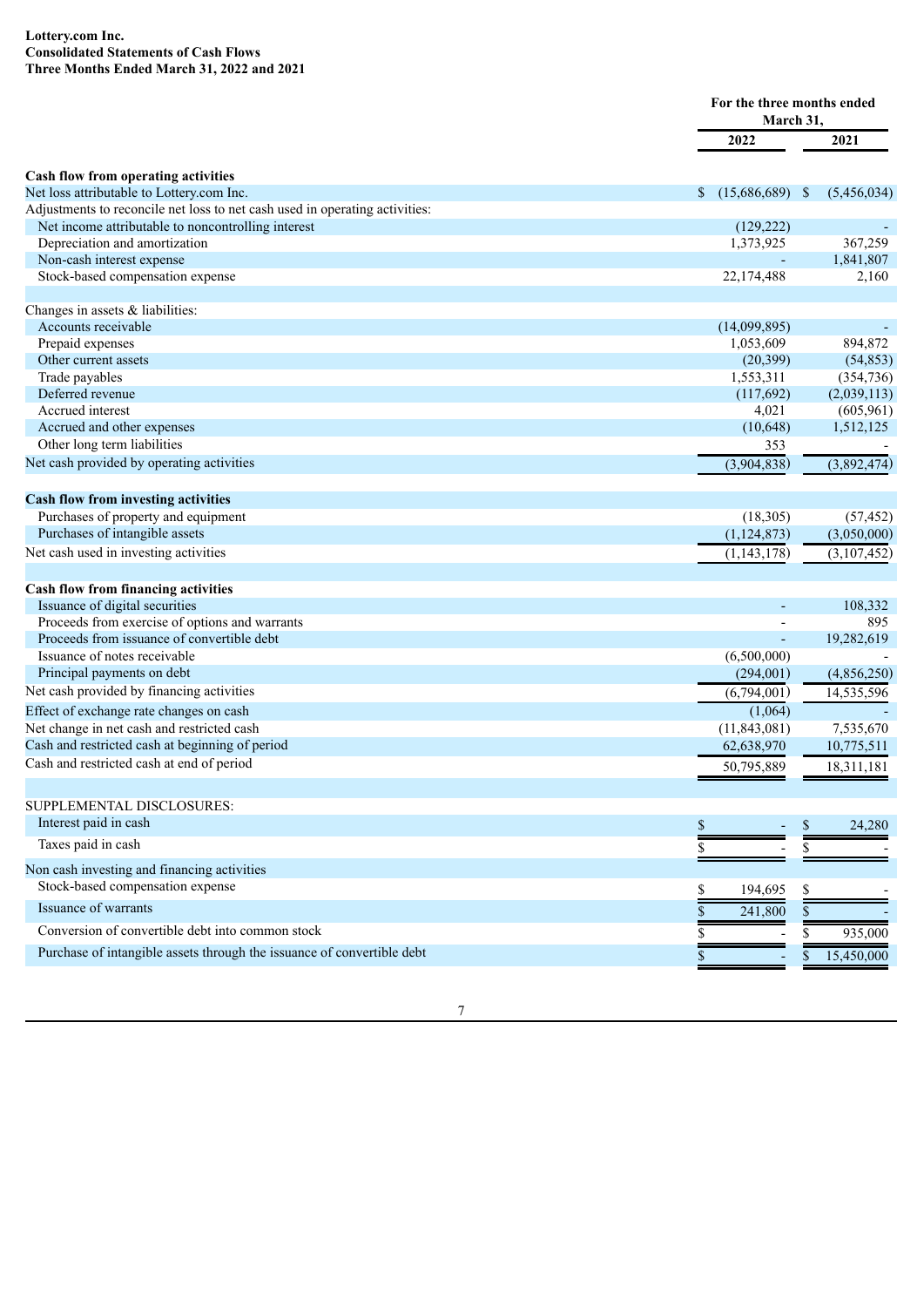**Lottery.com Inc.**
**Consolidated Statements of Cash Flows**
**Three Months Ended March 31, 2022 and 2021**

| | For the three months ended March 31, | |
|---|---|---|
| | 2022 | 2021 |
| **Cash flow from operating activities** | | |
| Net loss attributable to Lottery.com Inc. | $ (15,686,689) | $ (5,456,034) |
| Adjustments to reconcile net loss to net cash used in operating activities: | | |
| Net income attributable to noncontrolling interest | (129,222) | - |
| Depreciation and amortization | 1,373,925 | 367,259 |
| Non-cash interest expense | - | 1,841,807 |
| Stock-based compensation expense | 22,174,488 | 2,160 |
| | | |
| Changes in assets & liabilities: | | |
| Accounts receivable | (14,099,895) | - |
| Prepaid expenses | 1,053,609 | 894,872 |
| Other current assets | (20,399) | (54,853) |
| Trade payables | 1,553,311 | (354,736) |
| Deferred revenue | (117,692) | (2,039,113) |
| Accrued interest | 4,021 | (605,961) |
| Accrued and other expenses | (10,648) | 1,512,125 |
| Other long term liabilities | 353 | - |
| Net cash provided by operating activities | (3,904,838) | (3,892,474) |
| | | |
| **Cash flow from investing activities** | | |
| Purchases of property and equipment | (18,305) | (57,452) |
| Purchases of intangible assets | (1,124,873) | (3,050,000) |
| Net cash used in investing activities | (1,143,178) | (3,107,452) |
| | | |
| **Cash flow from financing activities** | | |
| Issuance of digital securities | - | 108,332 |
| Proceeds from exercise of options and warrants | - | 895 |
| Proceeds from issuance of convertible debt | - | 19,282,619 |
| Issuance of notes receivable | (6,500,000) | - |
| Principal payments on debt | (294,001) | (4,856,250) |
| Net cash provided by financing activities | (6,794,001) | 14,535,596 |
| Effect of exchange rate changes on cash | (1,064) | - |
| Net change in net cash and restricted cash | (11,843,081) | 7,535,670 |
| Cash and restricted cash at beginning of period | 62,638,970 | 10,775,511 |
| Cash and restricted cash at end of period | 50,795,889 | 18,311,181 |
| | | |
| SUPPLEMENTAL DISCLOSURES: | | |
| Interest paid in cash | $ - | $ 24,280 |
| Taxes paid in cash | $ - | $ - |
| Non cash investing and financing activities | | |
| Stock-based compensation expense | $ 194,695 | $ - |
| Issuance of warrants | $ 241,800 | $ - |
| Conversion of convertible debt into common stock | $ - | $ 935,000 |
| Purchase of intangible assets through the issuance of convertible debt | $ - | $ 15,450,000 |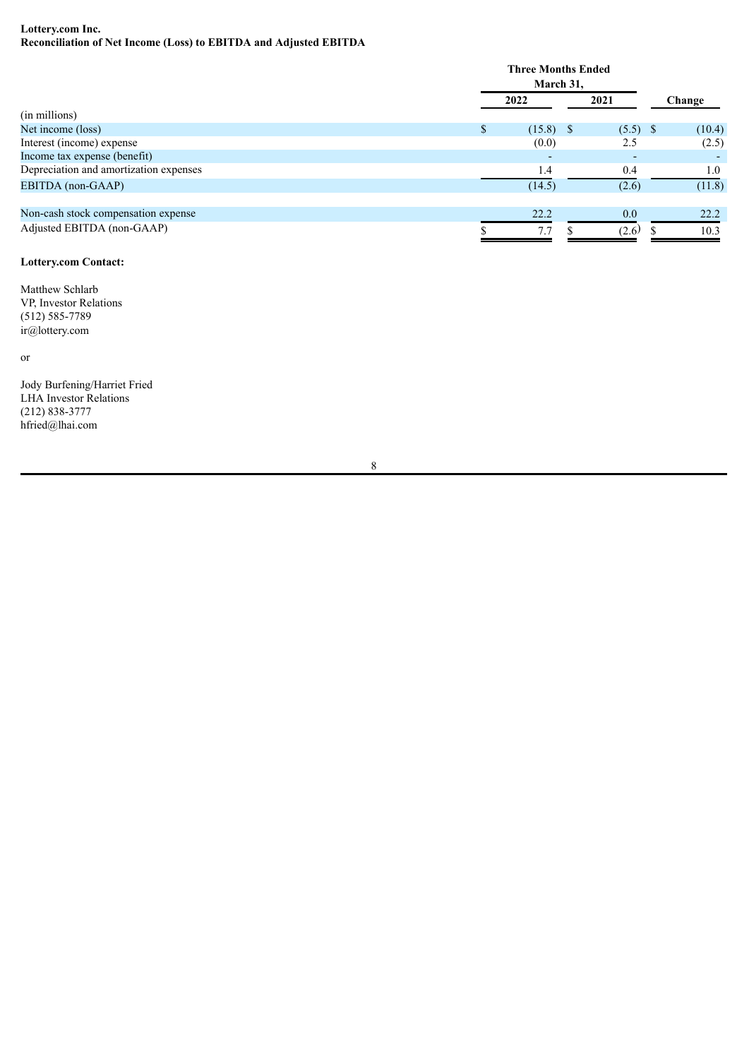**Lottery.com Inc.**
**Reconciliation of Net Income (Loss) to EBITDA and Adjusted EBITDA**

| | Three Months Ended March 31, | | |
|---|---|---|---|
| | 2022 | 2021 | Change |
| (in millions) | | | |
| Net income (loss) | $ (15.8) | $ (5.5) | $ (10.4) |
| Interest (income) expense | (0.0) | 2.5 | (2.5) |
| Income tax expense (benefit) | - | - | - |
| Depreciation and amortization expenses | 1.4 | 0.4 | 1.0 |
| EBITDA (non-GAAP) | (14.5) | (2.6) | (11.8) |
| | | | |
| Non-cash stock compensation expense | 22.2 | 0.0 | 22.2 |
| Adjusted EBITDA (non-GAAP) | $ 7.7 | $ (2.6) | $ 10.3 |

**Lottery.com Contact:**

Matthew Schlarb
VP, Investor Relations
(512) 585-7789
ir@lottery.com

or

Jody Burfening/Harriet Fried
LHA Investor Relations
(212) 838-3777
hfried@lhai.com